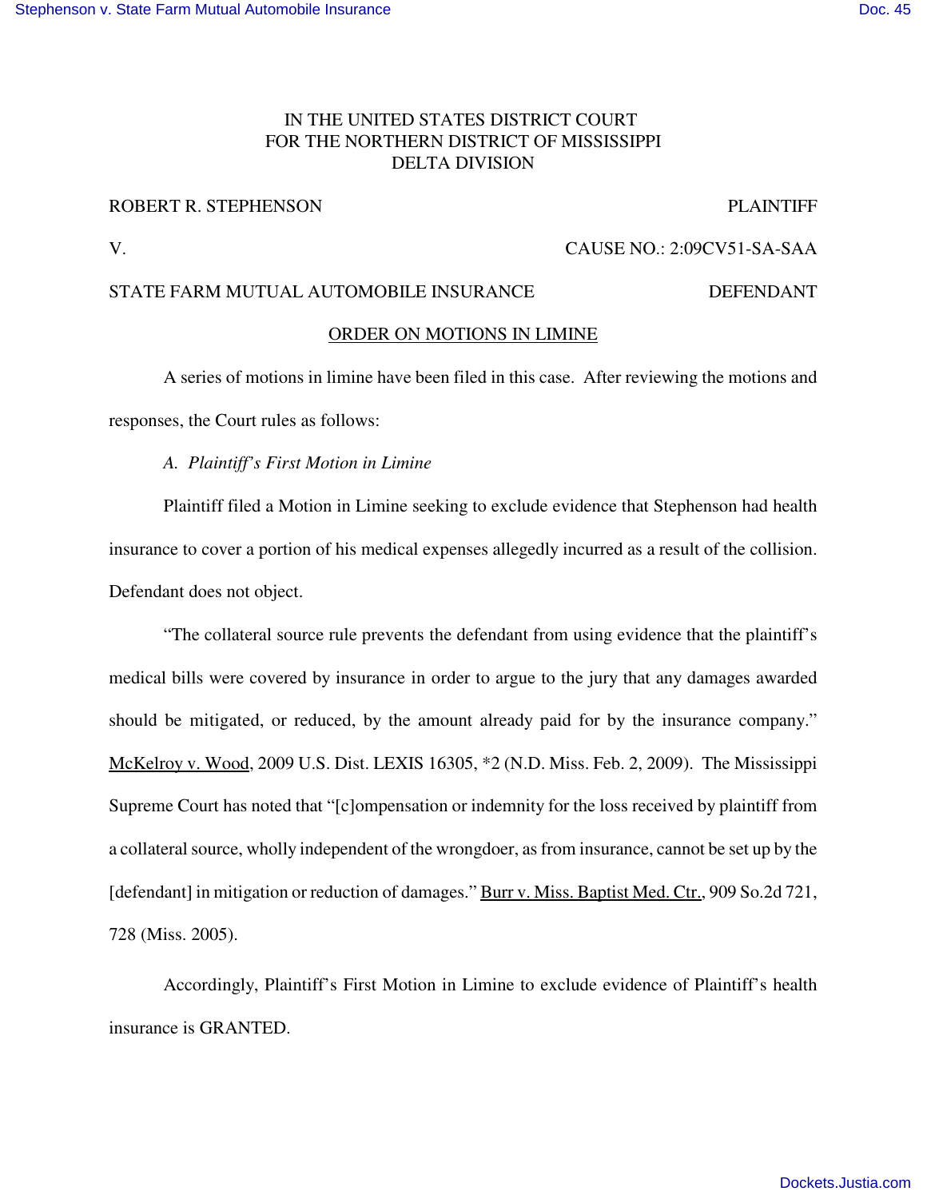IN THE UNITED STATES DISTRICT COURT
FOR THE NORTHERN DISTRICT OF MISSISSIPPI
DELTA DIVISION

ROBERT R. STEPHENSON PLAINTIFF

V. CAUSE NO.: 2:09CV51-SA-SAA

STATE FARM MUTUAL AUTOMOBILE INSURANCE DEFENDANT

ORDER ON MOTIONS IN LIMINE

A series of motions in limine have been filed in this case. After reviewing the motions and responses, the Court rules as follows:

*A. Plaintiff's First Motion in Limine*

Plaintiff filed a Motion in Limine seeking to exclude evidence that Stephenson had health insurance to cover a portion of his medical expenses allegedly incurred as a result of the collision. Defendant does not object.

"The collateral source rule prevents the defendant from using evidence that the plaintiff's medical bills were covered by insurance in order to argue to the jury that any damages awarded should be mitigated, or reduced, by the amount already paid for by the insurance company." McKelroy v. Wood, 2009 U.S. Dist. LEXIS 16305, *2 (N.D. Miss. Feb. 2, 2009). The Mississippi Supreme Court has noted that "[c]ompensation or indemnity for the loss received by plaintiff from a collateral source, wholly independent of the wrongdoer, as from insurance, cannot be set up by the [defendant] in mitigation or reduction of damages." Burr v. Miss. Baptist Med. Ctr., 909 So.2d 721, 728 (Miss. 2005).

Accordingly, Plaintiff's First Motion in Limine to exclude evidence of Plaintiff's health insurance is GRANTED.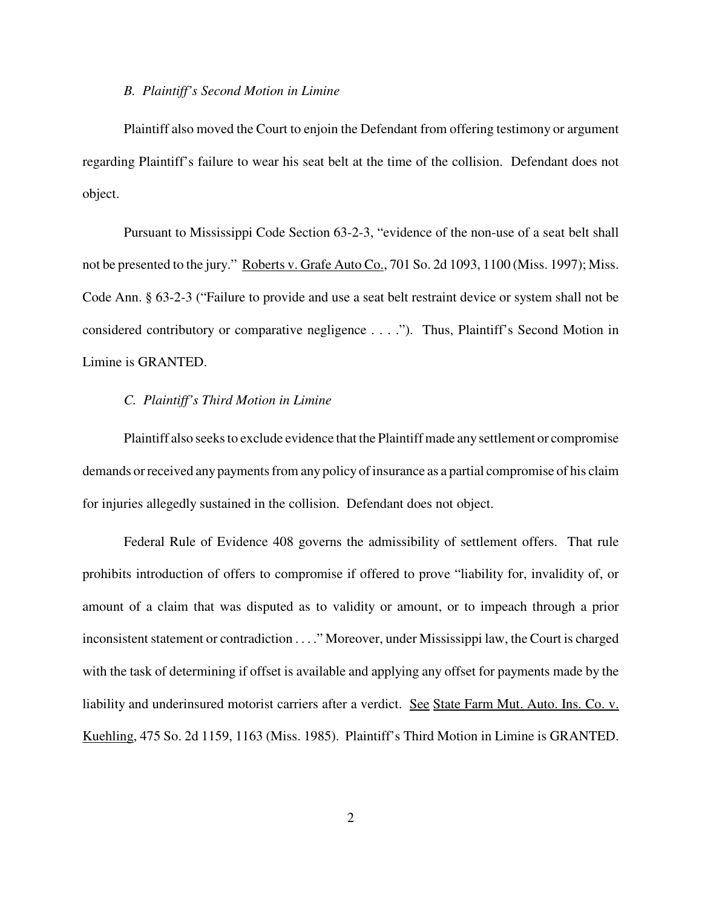### *B. Plaintiff's Second Motion in Limine*

Plaintiff also moved the Court to enjoin the Defendant from offering testimony or argument regarding Plaintiff's failure to wear his seat belt at the time of the collision. Defendant does not object.

Pursuant to Mississippi Code Section 63-2-3, "evidence of the non-use of a seat belt shall not be presented to the jury." Roberts v. Grafe Auto Co., 701 So. 2d 1093, 1100 (Miss. 1997); Miss. Code Ann. § 63-2-3 ("Failure to provide and use a seat belt restraint device or system shall not be considered contributory or comparative negligence . . . ."). Thus, Plaintiff's Second Motion in Limine is GRANTED.

### *C. Plaintiff's Third Motion in Limine*

Plaintiff also seeks to exclude evidence that the Plaintiff made any settlement or compromise demands or received any payments from any policy of insurance as a partial compromise of his claim for injuries allegedly sustained in the collision. Defendant does not object.

Federal Rule of Evidence 408 governs the admissibility of settlement offers. That rule prohibits introduction of offers to compromise if offered to prove "liability for, invalidity of, or amount of a claim that was disputed as to validity or amount, or to impeach through a prior inconsistent statement or contradiction . . . ." Moreover, under Mississippi law, the Court is charged with the task of determining if offset is available and applying any offset for payments made by the liability and underinsured motorist carriers after a verdict. See State Farm Mut. Auto. Ins. Co. v. Kuehling, 475 So. 2d 1159, 1163 (Miss. 1985). Plaintiff's Third Motion in Limine is GRANTED.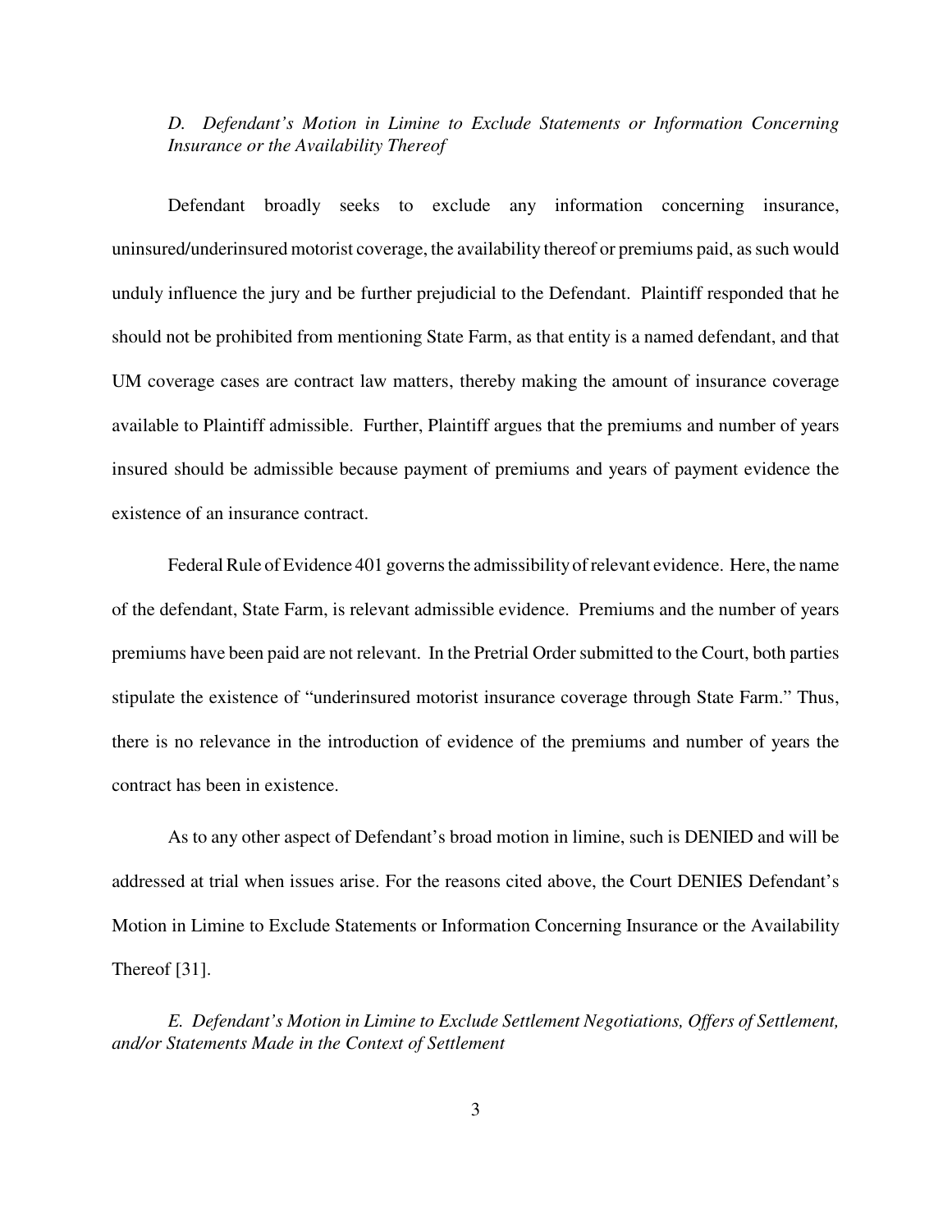*D. Defendant's Motion in Limine to Exclude Statements or Information Concerning Insurance or the Availability Thereof*

Defendant broadly seeks to exclude any information concerning insurance, uninsured/underinsured motorist coverage, the availability thereof or premiums paid, as such would unduly influence the jury and be further prejudicial to the Defendant. Plaintiff responded that he should not be prohibited from mentioning State Farm, as that entity is a named defendant, and that UM coverage cases are contract law matters, thereby making the amount of insurance coverage available to Plaintiff admissible. Further, Plaintiff argues that the premiums and number of years insured should be admissible because payment of premiums and years of payment evidence the existence of an insurance contract.

Federal Rule of Evidence 401 governs the admissibility of relevant evidence. Here, the name of the defendant, State Farm, is relevant admissible evidence. Premiums and the number of years premiums have been paid are not relevant. In the Pretrial Order submitted to the Court, both parties stipulate the existence of "underinsured motorist insurance coverage through State Farm." Thus, there is no relevance in the introduction of evidence of the premiums and number of years the contract has been in existence.

As to any other aspect of Defendant's broad motion in limine, such is DENIED and will be addressed at trial when issues arise. For the reasons cited above, the Court DENIES Defendant's Motion in Limine to Exclude Statements or Information Concerning Insurance or the Availability Thereof [31].

*E. Defendant's Motion in Limine to Exclude Settlement Negotiations, Offers of Settlement, and/or Statements Made in the Context of Settlement*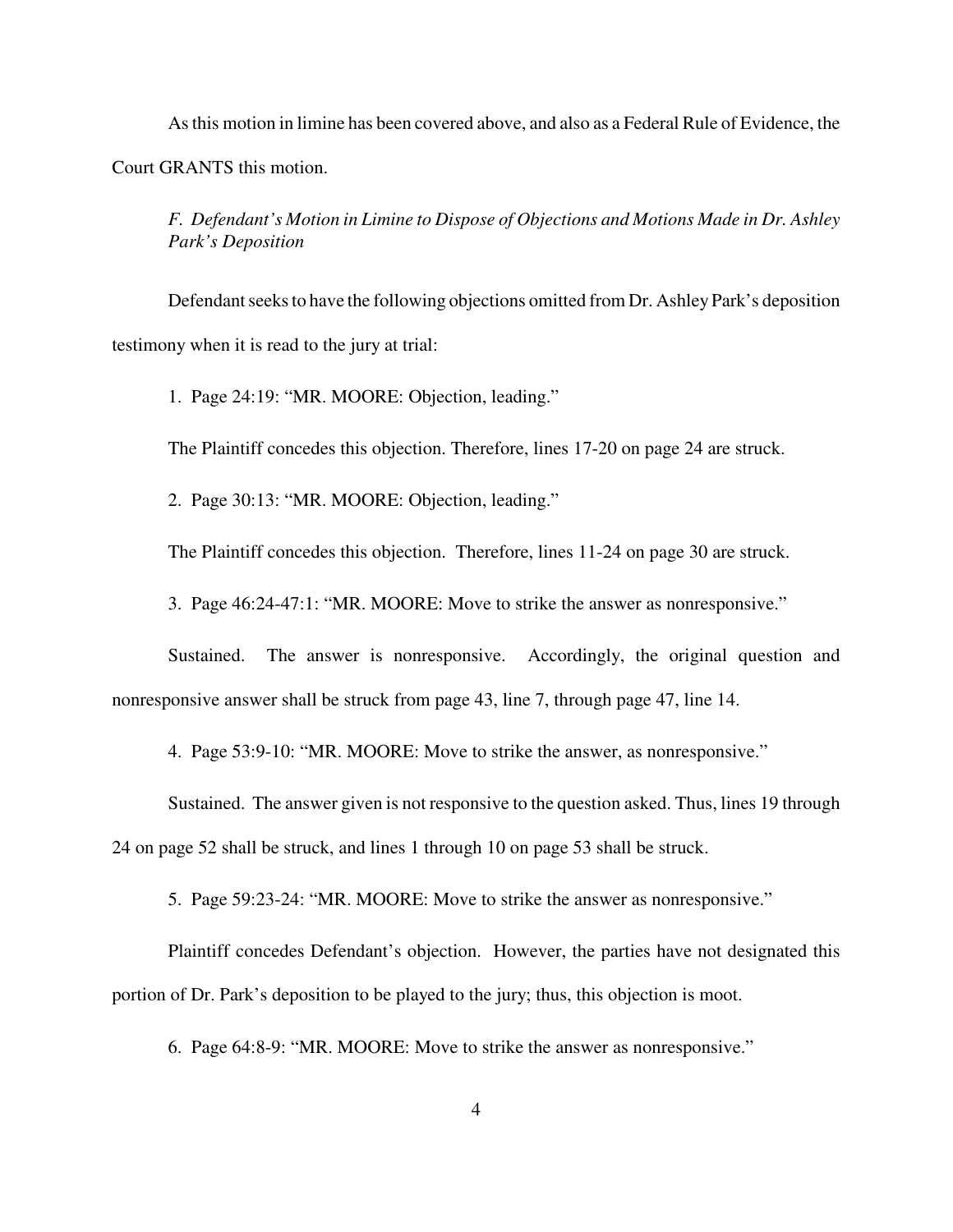As this motion in limine has been covered above, and also as a Federal Rule of Evidence, the Court GRANTS this motion.

*F. Defendant's Motion in Limine to Dispose of Objections and Motions Made in Dr. Ashley Park's Deposition*

Defendant seeks to have the following objections omitted from Dr. Ashley Park's deposition testimony when it is read to the jury at trial:

1. Page 24:19: "MR. MOORE: Objection, leading."

The Plaintiff concedes this objection. Therefore, lines 17-20 on page 24 are struck.

2. Page 30:13: "MR. MOORE: Objection, leading."

The Plaintiff concedes this objection. Therefore, lines 11-24 on page 30 are struck.

3. Page 46:24-47:1: "MR. MOORE: Move to strike the answer as nonresponsive."

Sustained. The answer is nonresponsive. Accordingly, the original question and nonresponsive answer shall be struck from page 43, line 7, through page 47, line 14.

4. Page 53:9-10: "MR. MOORE: Move to strike the answer, as nonresponsive."

Sustained. The answer given is not responsive to the question asked. Thus, lines 19 through 24 on page 52 shall be struck, and lines 1 through 10 on page 53 shall be struck.

5. Page 59:23-24: "MR. MOORE: Move to strike the answer as nonresponsive."

Plaintiff concedes Defendant's objection. However, the parties have not designated this portion of Dr. Park's deposition to be played to the jury; thus, this objection is moot.

6. Page 64:8-9: "MR. MOORE: Move to strike the answer as nonresponsive."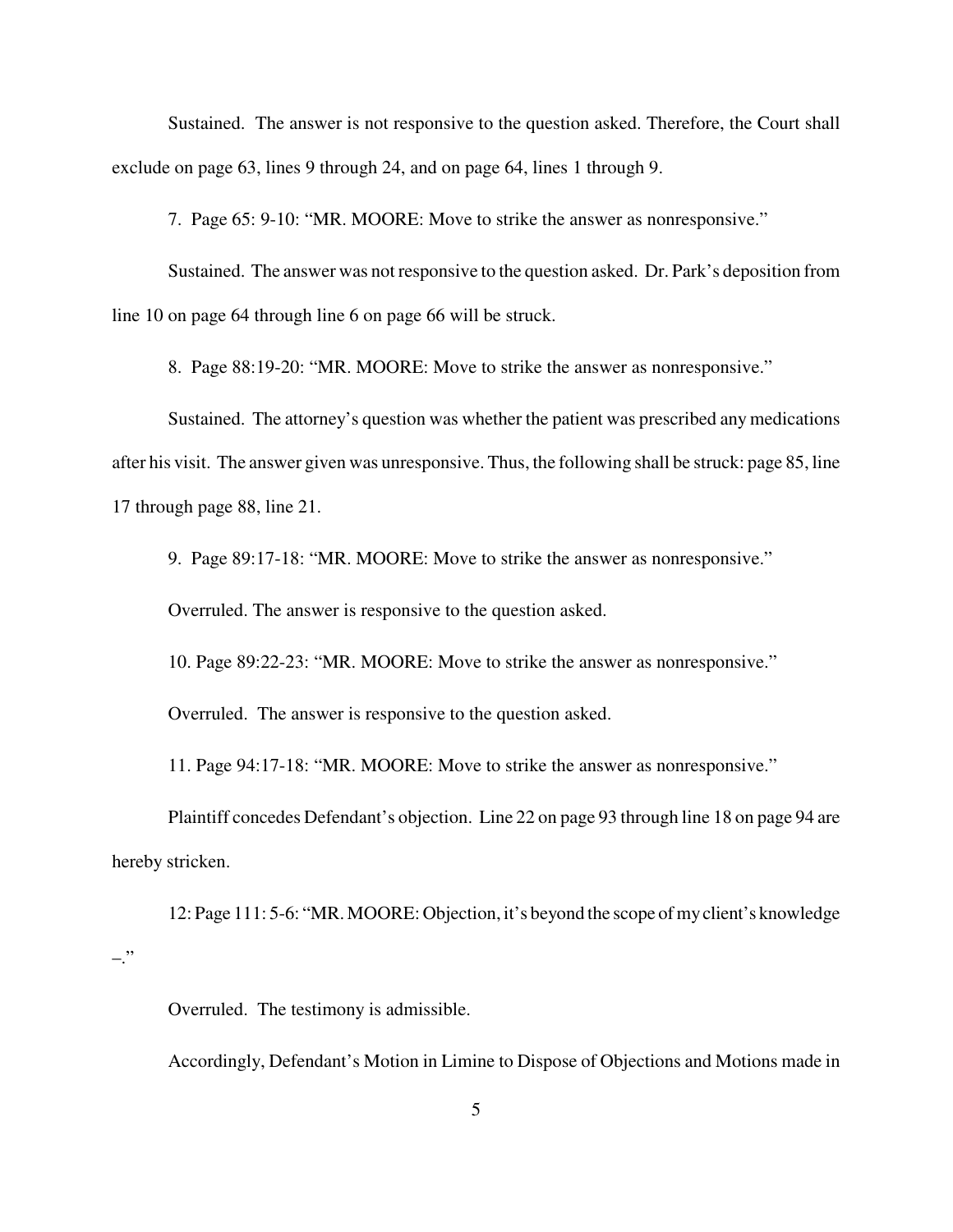Sustained. The answer is not responsive to the question asked. Therefore, the Court shall exclude on page 63, lines 9 through 24, and on page 64, lines 1 through 9.

7. Page 65: 9-10: "MR. MOORE: Move to strike the answer as nonresponsive."

Sustained. The answer was not responsive to the question asked. Dr. Park's deposition from line 10 on page 64 through line 6 on page 66 will be struck.

8. Page 88:19-20: "MR. MOORE: Move to strike the answer as nonresponsive."

Sustained. The attorney's question was whether the patient was prescribed any medications after his visit. The answer given was unresponsive. Thus, the following shall be struck: page 85, line 17 through page 88, line 21.

9. Page 89:17-18: "MR. MOORE: Move to strike the answer as nonresponsive."

Overruled. The answer is responsive to the question asked.

10. Page 89:22-23: "MR. MOORE: Move to strike the answer as nonresponsive."

Overruled. The answer is responsive to the question asked.

11. Page 94:17-18: "MR. MOORE: Move to strike the answer as nonresponsive."

Plaintiff concedes Defendant's objection. Line 22 on page 93 through line 18 on page 94 are hereby stricken.

12: Page 111: 5-6: "MR. MOORE: Objection, it's beyond the scope of my client's knowledge –."

Overruled. The testimony is admissible.

Accordingly, Defendant's Motion in Limine to Dispose of Objections and Motions made in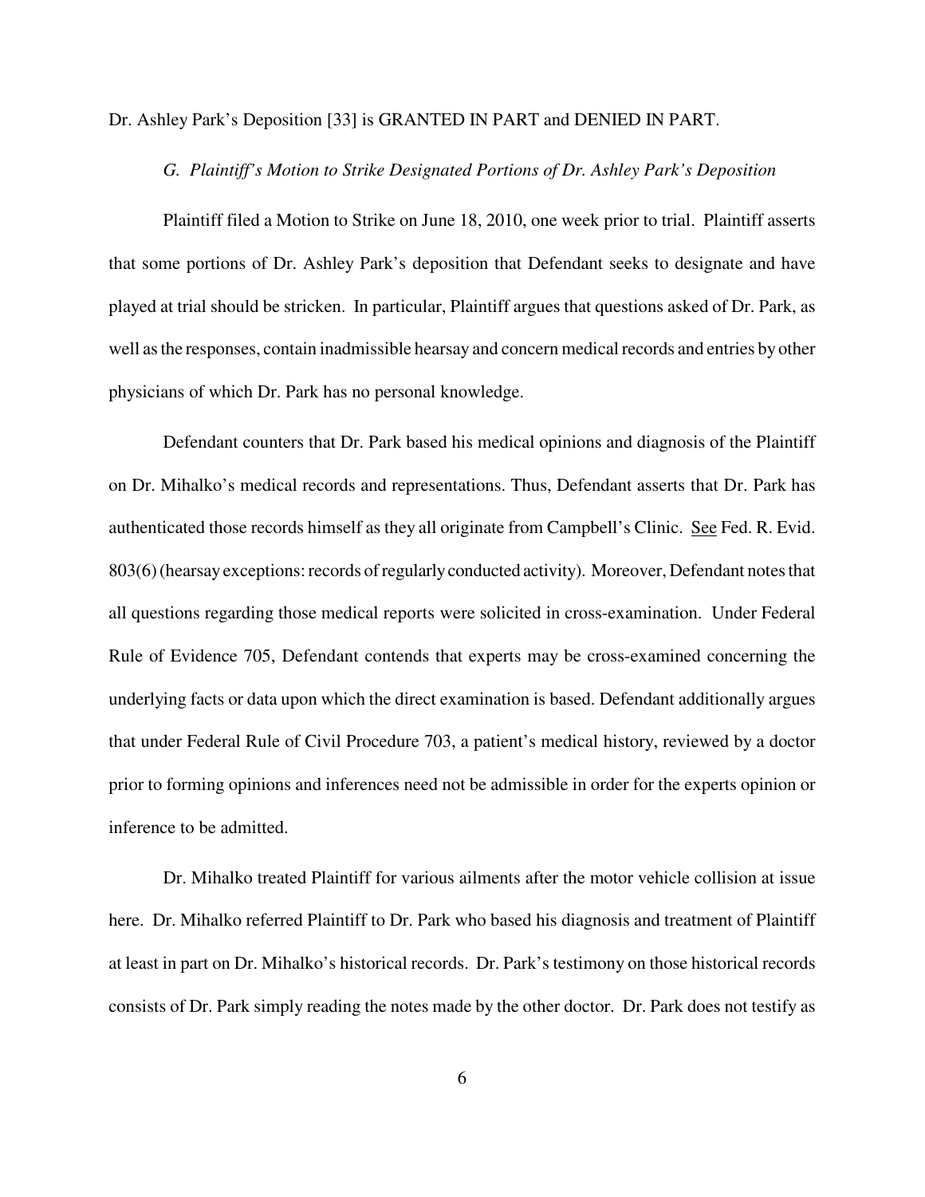Dr. Ashley Park's Deposition [33] is GRANTED IN PART and DENIED IN PART.

### *G. Plaintiff's Motion to Strike Designated Portions of Dr. Ashley Park's Deposition*

Plaintiff filed a Motion to Strike on June 18, 2010, one week prior to trial. Plaintiff asserts that some portions of Dr. Ashley Park's deposition that Defendant seeks to designate and have played at trial should be stricken. In particular, Plaintiff argues that questions asked of Dr. Park, as well as the responses, contain inadmissible hearsay and concern medical records and entries by other physicians of which Dr. Park has no personal knowledge.

Defendant counters that Dr. Park based his medical opinions and diagnosis of the Plaintiff on Dr. Mihalko's medical records and representations. Thus, Defendant asserts that Dr. Park has authenticated those records himself as they all originate from Campbell's Clinic. See Fed. R. Evid. 803(6) (hearsay exceptions: records of regularly conducted activity). Moreover, Defendant notes that all questions regarding those medical reports were solicited in cross-examination. Under Federal Rule of Evidence 705, Defendant contends that experts may be cross-examined concerning the underlying facts or data upon which the direct examination is based. Defendant additionally argues that under Federal Rule of Civil Procedure 703, a patient's medical history, reviewed by a doctor prior to forming opinions and inferences need not be admissible in order for the experts opinion or inference to be admitted.

Dr. Mihalko treated Plaintiff for various ailments after the motor vehicle collision at issue here. Dr. Mihalko referred Plaintiff to Dr. Park who based his diagnosis and treatment of Plaintiff at least in part on Dr. Mihalko's historical records. Dr. Park's testimony on those historical records consists of Dr. Park simply reading the notes made by the other doctor. Dr. Park does not testify as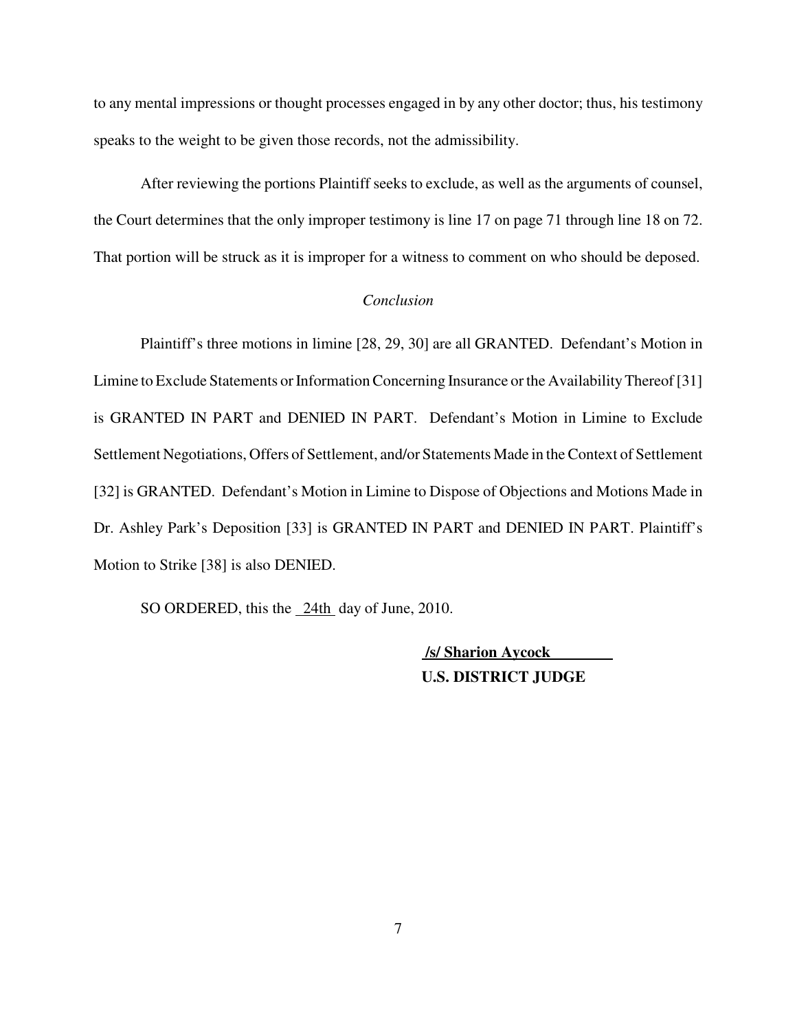to any mental impressions or thought processes engaged in by any other doctor; thus, his testimony speaks to the weight to be given those records, not the admissibility.

After reviewing the portions Plaintiff seeks to exclude, as well as the arguments of counsel, the Court determines that the only improper testimony is line 17 on page 71 through line 18 on 72. That portion will be struck as it is improper for a witness to comment on who should be deposed.

*Conclusion*

Plaintiff's three motions in limine [28, 29, 30] are all GRANTED. Defendant's Motion in Limine to Exclude Statements or Information Concerning Insurance or the Availability Thereof [31] is GRANTED IN PART and DENIED IN PART. Defendant's Motion in Limine to Exclude Settlement Negotiations, Offers of Settlement, and/or Statements Made in the Context of Settlement [32] is GRANTED. Defendant's Motion in Limine to Dispose of Objections and Motions Made in Dr. Ashley Park's Deposition [33] is GRANTED IN PART and DENIED IN PART. Plaintiff's Motion to Strike [38] is also DENIED.

SO ORDERED, this the 24th day of June, 2010.

**/s/ Sharion Aycock**
**U.S. DISTRICT JUDGE**